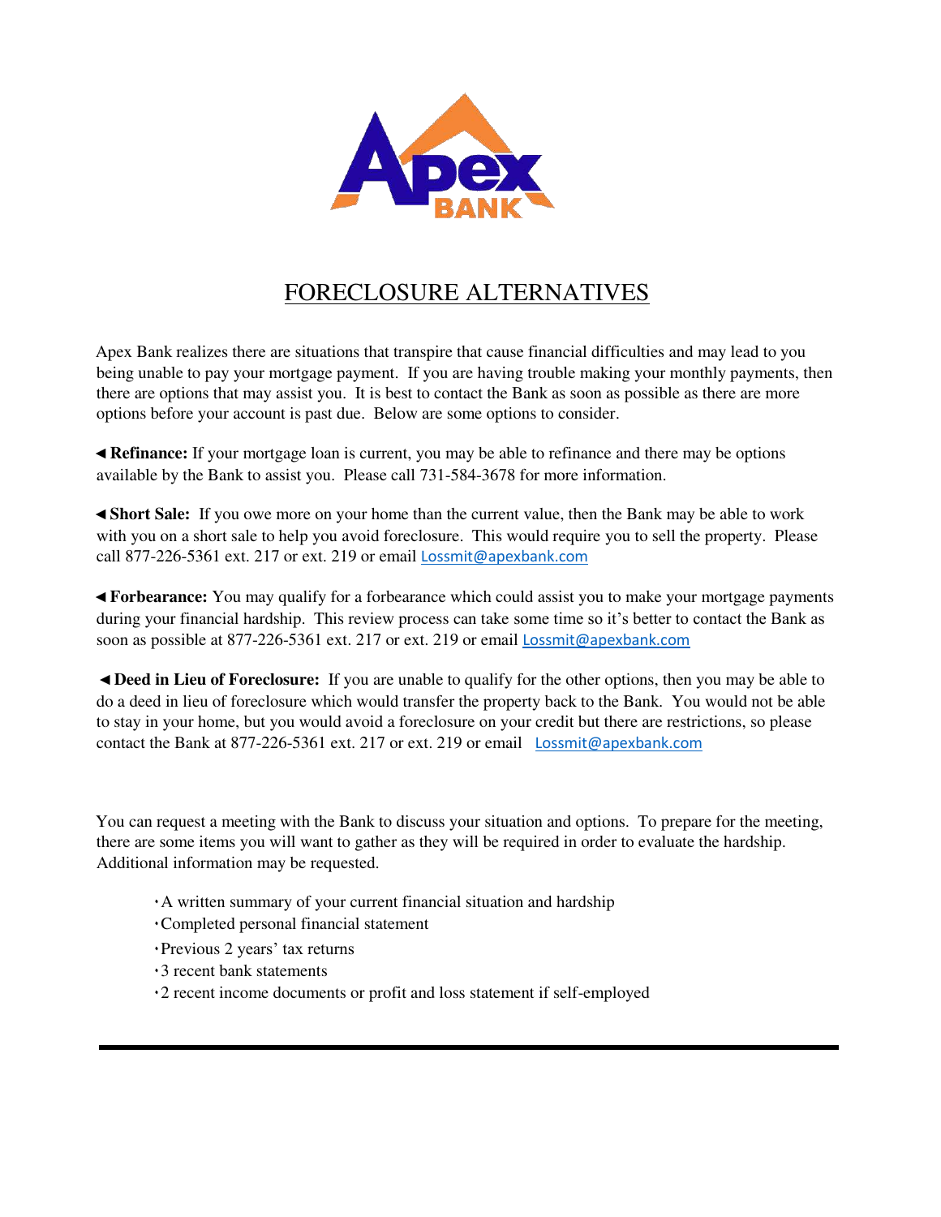# FORECLOSURE ALTERNATIVES

Apex Bank realizes there are situations that transpire that cause financial difficulties and may lead to you being unable to pay your mortgage payment. If you are having trouble making your monthly payments, then there are options that may assist you. It is best to contact the Bank as soon as possible as there are more options before your account is past due. Below are some options to consider.

◄ **Refinance:** If your mortgage loan is current, you may be able to refinance and there may be options available by the Bank to assist you. Please call 731-584-3678 for more information.

◄ **Short Sale:** If you owe more on your home than the current value, then the Bank may be able to work with you on a short sale to help you avoid foreclosure. This would require you to sell the property. Please call 877-226-5361 ext. 217 or ext. 219 or email Lossmit@apexbank.com

◄ **Forbearance:** You may qualify for a forbearance which could assist you to make your mortgage payments during your financial hardship. This review process can take some time so it's better to contact the Bank as soon as possible at 877-226-5361 ext. 217 or ext. 219 or email Lossmit@apexbank.com

◄ **Deed in Lieu of Foreclosure:** If you are unable to qualify for the other options, then you may be able to do a deed in lieu of foreclosure which would transfer the property back to the Bank. You would not be able to stay in your home, but you would avoid a foreclosure on your credit but there are restrictions, so please contact the Bank at 877-226-5361 ext. 217 or ext. 219 or email Lossmit@apexbank.com

You can request a meeting with the Bank to discuss your situation and options. To prepare for the meeting, there are some items you will want to gather as they will be required in order to evaluate the hardship. Additional information may be requested.

- A written summary of your current financial situation and hardship
- Completed personal financial statement
- Previous 2 years' tax returns
- 3 recent bank statements
- 2 recent income documents or profit and loss statement if self-employed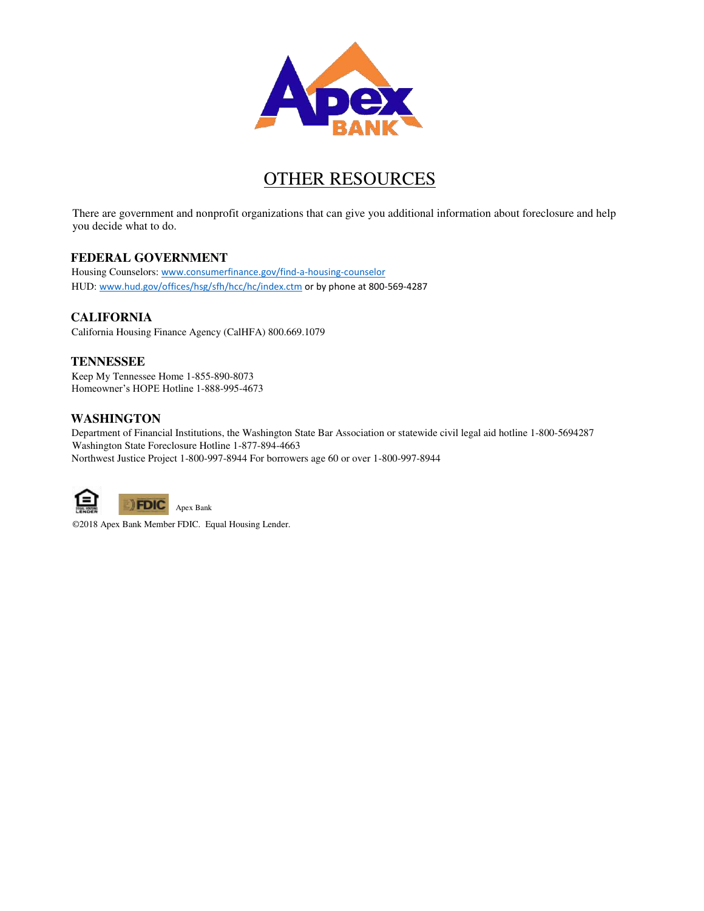# OTHER RESOURCES

There are government and nonprofit organizations that can give you additional information about foreclosure and help you decide what to do.

## FEDERAL GOVERNMENT

Housing Counselors: www.consumerfinance.gov/find-a-housing-counselor
HUD: www.hud.gov/offices/hsg/sfh/hcc/hc/index.ctm or by phone at 800-569-4287

## CALIFORNIA

California Housing Finance Agency (CalHFA) 800.669.1079

## TENNESSEE

Keep My Tennessee Home 1-855-890-8073
Homeowner's HOPE Hotline 1-888-995-4673

## WASHINGTON

Department of Financial Institutions, the Washington State Bar Association or statewide civil legal aid hotline 1-800-5694287
Washington State Foreclosure Hotline 1-877-894-4663
Northwest Justice Project 1-800-997-8944 For borrowers age 60 or over 1-800-997-8944

Apex Bank

©2018 Apex Bank Member FDIC. Equal Housing Lender.